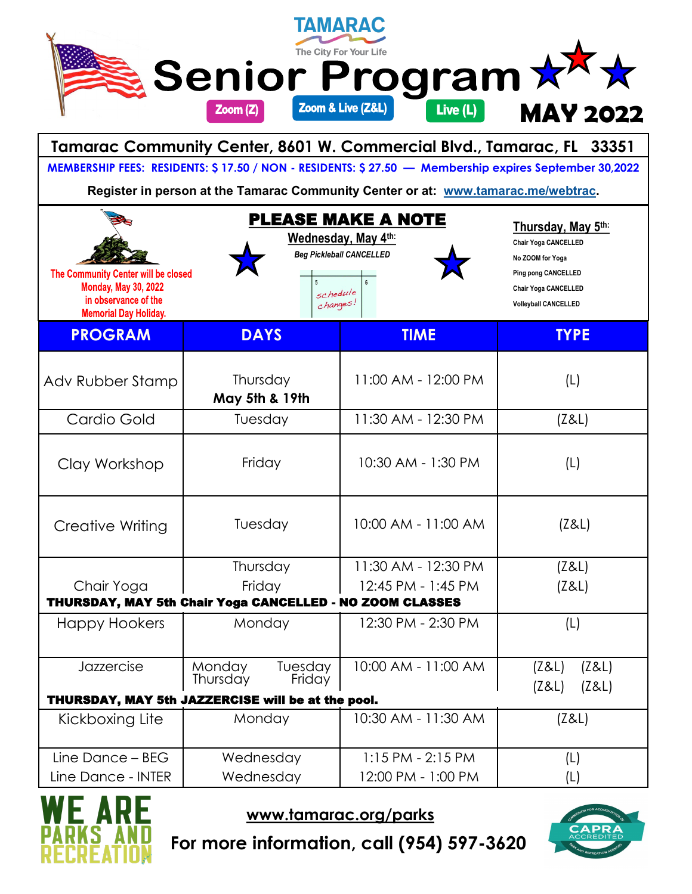# TAMARAC
The City For Your Life

# Senior Program

Zoom (Z) | Zoom & Live (Z&L) | Live (L)

## MAY 2022

**Tamarac Community Center, 8601 W. Commercial Blvd., Tamarac, FL 33351**

**MEMBERSHIP FEES: RESIDENTS: $ 17.50 / NON - RESIDENTS: $ 27.50 — Membership expires September 30,2022**

**Register in person at the Tamarac Community Center or at: www.tamarac.me/webtrac.**

The Community Center will be closed Monday, May 30, 2022 in observance of the Memorial Day Holiday.

## PLEASE MAKE A NOTE

**Wednesday, May 4th:**

*Beg Pickleball CANCELLED*

schedule changes!

**Thursday, May 5th:**

- Chair Yoga CANCELLED
- No ZOOM for Yoga
- Ping pong CANCELLED
- Chair Yoga CANCELLED
- Volleyball CANCELLED

| PROGRAM | DAYS | TIME | TYPE |
|---|---|---|---|
| Adv Rubber Stamp | Thursday **May 5th & 19th** | 11:00 AM - 12:00 PM | (L) |
| Cardio Gold | Tuesday | 11:30 AM - 12:30 PM | (Z&L) |
| Clay Workshop | Friday | 10:30 AM - 1:30 PM | (L) |
| Creative Writing | Tuesday | 10:00 AM - 11:00 AM | (Z&L) |
| Chair Yoga | Thursday<br>Friday | 11:30 AM - 12:30 PM<br>12:45 PM - 1:45 PM | (Z&L)<br>(Z&L) |
| **THURSDAY, MAY 5th Chair Yoga CANCELLED - NO ZOOM CLASSES** | | | |
| Happy Hookers | Monday | 12:30 PM - 2:30 PM | (L) |
| Jazzercise | Monday Tuesday<br>Thursday Friday | 10:00 AM - 11:00 AM | (Z&L) (Z&L)<br>(Z&L) (Z&L) |
| **THURSDAY, MAY 5th JAZZERCISE will be at the pool.** | | | |
| Kickboxing Lite | Monday | 10:30 AM - 11:30 AM | (Z&L) |
| Line Dance – BEG<br>Line Dance - INTER | Wednesday<br>Wednesday | 1:15 PM - 2:15 PM<br>12:00 PM - 1:00 PM | (L)<br>(L) |

WE ARE PARKS AND RECREATION

**www.tamarac.org/parks**

**For more information, call (954) 597-3620**

CAPRA ACCREDITED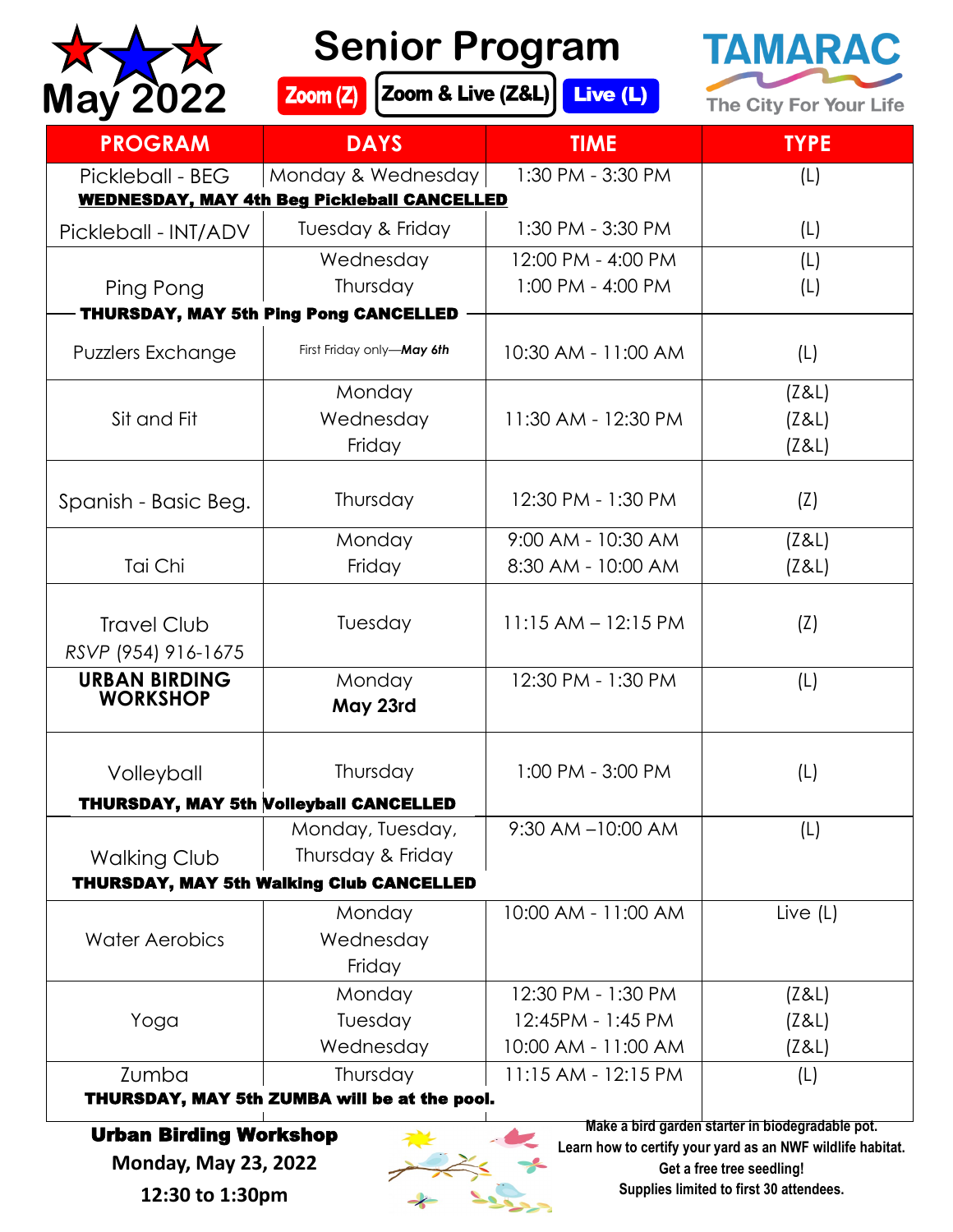# May 2022

# Senior Program

Zoom (Z) | Zoom & Live (Z&L) | Live (L)

TAMARAC
The City For Your Life

| PROGRAM | DAYS | TIME | TYPE |
|---|---|---|---|
| Pickleball - BEG | Monday & Wednesday | 1:30 PM - 3:30 PM | (L) |
| **WEDNESDAY, MAY 4th Beg Pickleball CANCELLED** | | | |
| Pickleball - INT/ADV | Tuesday & Friday | 1:30 PM - 3:30 PM | (L) |
| Ping Pong | Wednesday<br>Thursday | 12:00 PM - 4:00 PM<br>1:00 PM - 4:00 PM | (L)<br>(L) |
| **THURSDAY, MAY 5th Ping Pong CANCELLED** | | | |
| Puzzlers Exchange | First Friday only—*May 6th* | 10:30 AM - 11:00 AM | (L) |
| Sit and Fit | Monday<br>Wednesday<br>Friday | 11:30 AM - 12:30 PM | (Z&L)<br>(Z&L)<br>(Z&L) |
| Spanish - Basic Beg. | Thursday | 12:30 PM - 1:30 PM | (Z) |
| Tai Chi | Monday<br>Friday | 9:00 AM - 10:30 AM<br>8:30 AM - 10:00 AM | (Z&L)<br>(Z&L) |
| Travel Club<br>*RSVP* (954) 916-1675 | Tuesday | 11:15 AM – 12:15 PM | (Z) |
| **URBAN BIRDING WORKSHOP** | Monday<br>**May 23rd** | 12:30 PM - 1:30 PM | (L) |
| Volleyball | Thursday | 1:00 PM - 3:00 PM | (L) |
| **THURSDAY, MAY 5th Volleyball CANCELLED** | | | |
| Walking Club | Monday, Tuesday, Thursday & Friday | 9:30 AM –10:00 AM | (L) |
| **THURSDAY, MAY 5th Walking Club CANCELLED** | | | |
| Water Aerobics | Monday<br>Wednesday<br>Friday | 10:00 AM - 11:00 AM | Live (L) |
| Yoga | Monday<br>Tuesday<br>Wednesday | 12:30 PM - 1:30 PM<br>12:45PM - 1:45 PM<br>10:00 AM - 11:00 AM | (Z&L)<br>(Z&L)<br>(Z&L) |
| Zumba | Thursday | 11:15 AM - 12:15 PM | (L) |
| **THURSDAY, MAY 5th ZUMBA will be at the pool.** | | | |

**Urban Birding Workshop**
**Monday, May 23, 2022**
**12:30 to 1:30pm**

**Make a bird garden starter in biodegradable pot.**
**Learn how to certify your yard as an NWF wildlife habitat.**
**Get a free tree seedling!**
**Supplies limited to first 30 attendees.**